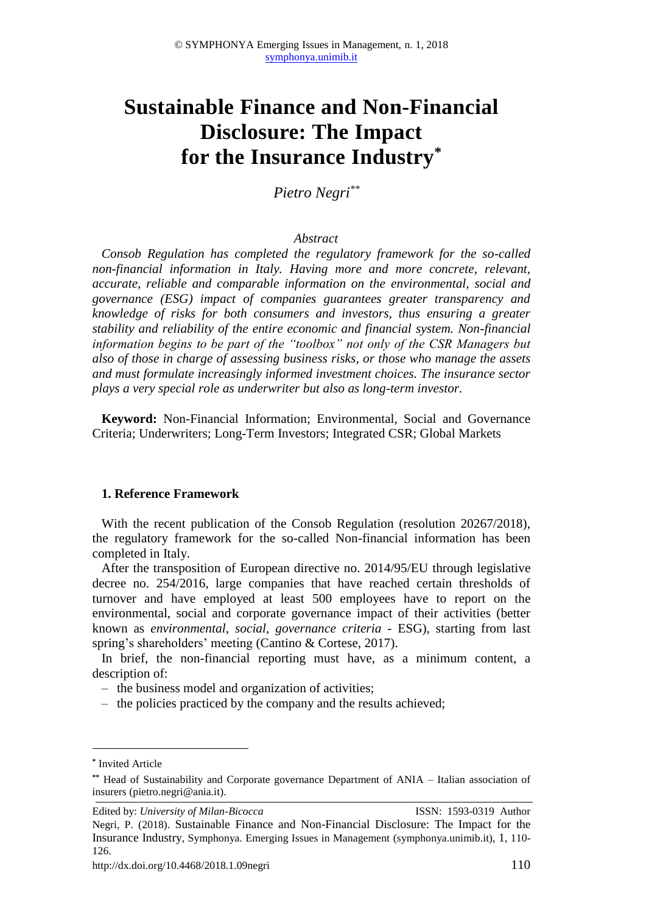# Sustainable Finance and Non-Financial Disclosure: The Impact for the Insurance Industry[*]

*Pietro Negri*[**]

### Abstract

*Consob Regulation has completed the regulatory framework for the so-called non-financial information in Italy. Having more and more concrete, relevant, accurate, reliable and comparable information on the environmental, social and governance (ESG) impact of companies guarantees greater transparency and knowledge of risks for both consumers and investors, thus ensuring a greater stability and reliability of the entire economic and financial system. Non-financial information begins to be part of the "toolbox" not only of the CSR Managers but also of those in charge of assessing business risks, or those who manage the assets and must formulate increasingly informed investment choices. The insurance sector plays a very special role as underwriter but also as long-term investor.*

**Keyword:** Non-Financial Information; Environmental, Social and Governance Criteria; Underwriters; Long-Term Investors; Integrated CSR; Global Markets

## 1. Reference Framework

With the recent publication of the Consob Regulation (resolution 20267/2018), the regulatory framework for the so-called Non-financial information has been completed in Italy.

After the transposition of European directive no. 2014/95/EU through legislative decree no. 254/2016, large companies that have reached certain thresholds of turnover and have employed at least 500 employees have to report on the environmental, social and corporate governance impact of their activities (better known as *environmental, social, governance criteria* - ESG), starting from last spring's shareholders' meeting (Cantino & Cortese, 2017).

In brief, the non-financial reporting must have, as a minimum content, a description of:

- the business model and organization of activities;
- the policies practiced by the company and the results achieved;

---

[*] Invited Article

[**] Head of Sustainability and Corporate governance Department of ANIA – Italian association of insurers (pietro.negri@ania.it).

Edited by: *University of Milan-Bicocca* ISSN: 1593-0319 Author

Negri, P. (2018). Sustainable Finance and Non-Financial Disclosure: The Impact for the Insurance Industry, Symphonya. Emerging Issues in Management (symphonya.unimib.it), 1, 110-126.

http://dx.doi.org/10.4468/2018.1.09negri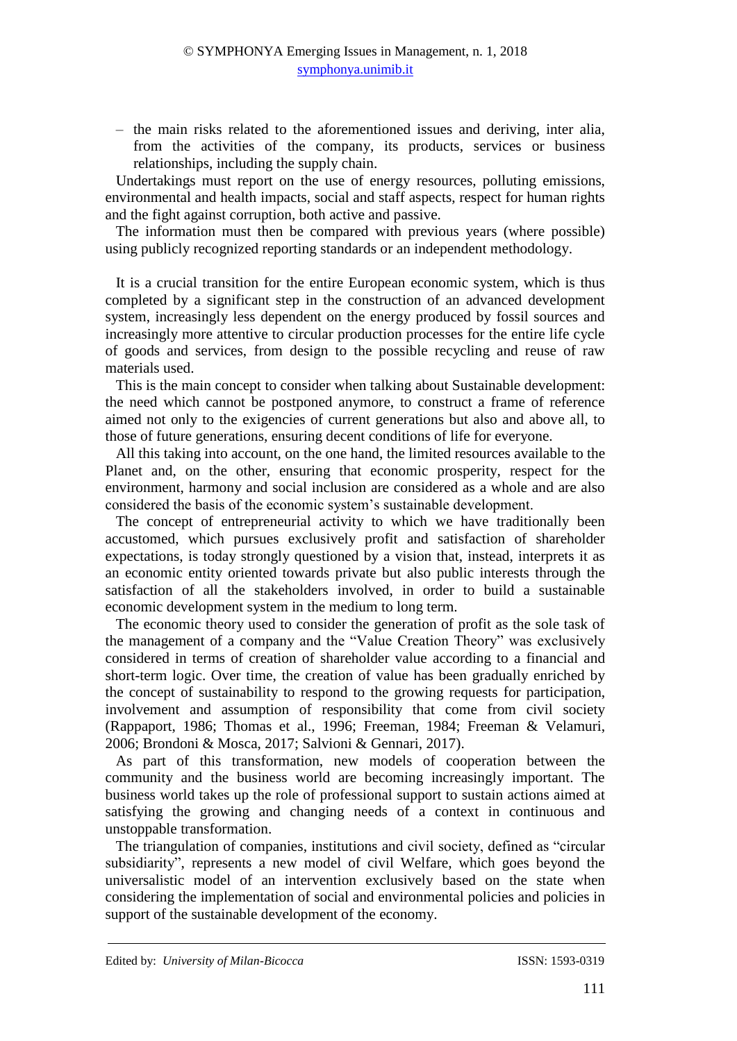- the main risks related to the aforementioned issues and deriving, inter alia, from the activities of the company, its products, services or business relationships, including the supply chain.

Undertakings must report on the use of energy resources, polluting emissions, environmental and health impacts, social and staff aspects, respect for human rights and the fight against corruption, both active and passive.

The information must then be compared with previous years (where possible) using publicly recognized reporting standards or an independent methodology.

It is a crucial transition for the entire European economic system, which is thus completed by a significant step in the construction of an advanced development system, increasingly less dependent on the energy produced by fossil sources and increasingly more attentive to circular production processes for the entire life cycle of goods and services, from design to the possible recycling and reuse of raw materials used.

This is the main concept to consider when talking about Sustainable development: the need which cannot be postponed anymore, to construct a frame of reference aimed not only to the exigencies of current generations but also and above all, to those of future generations, ensuring decent conditions of life for everyone.

All this taking into account, on the one hand, the limited resources available to the Planet and, on the other, ensuring that economic prosperity, respect for the environment, harmony and social inclusion are considered as a whole and are also considered the basis of the economic system's sustainable development.

The concept of entrepreneurial activity to which we have traditionally been accustomed, which pursues exclusively profit and satisfaction of shareholder expectations, is today strongly questioned by a vision that, instead, interprets it as an economic entity oriented towards private but also public interests through the satisfaction of all the stakeholders involved, in order to build a sustainable economic development system in the medium to long term.

The economic theory used to consider the generation of profit as the sole task of the management of a company and the "Value Creation Theory" was exclusively considered in terms of creation of shareholder value according to a financial and short-term logic. Over time, the creation of value has been gradually enriched by the concept of sustainability to respond to the growing requests for participation, involvement and assumption of responsibility that come from civil society (Rappaport, 1986; Thomas et al., 1996; Freeman, 1984; Freeman & Velamuri, 2006; Brondoni & Mosca, 2017; Salvioni & Gennari, 2017).

As part of this transformation, new models of cooperation between the community and the business world are becoming increasingly important. The business world takes up the role of professional support to sustain actions aimed at satisfying the growing and changing needs of a context in continuous and unstoppable transformation.

The triangulation of companies, institutions and civil society, defined as "circular subsidiarity", represents a new model of civil Welfare, which goes beyond the universalistic model of an intervention exclusively based on the state when considering the implementation of social and environmental policies and policies in support of the sustainable development of the economy.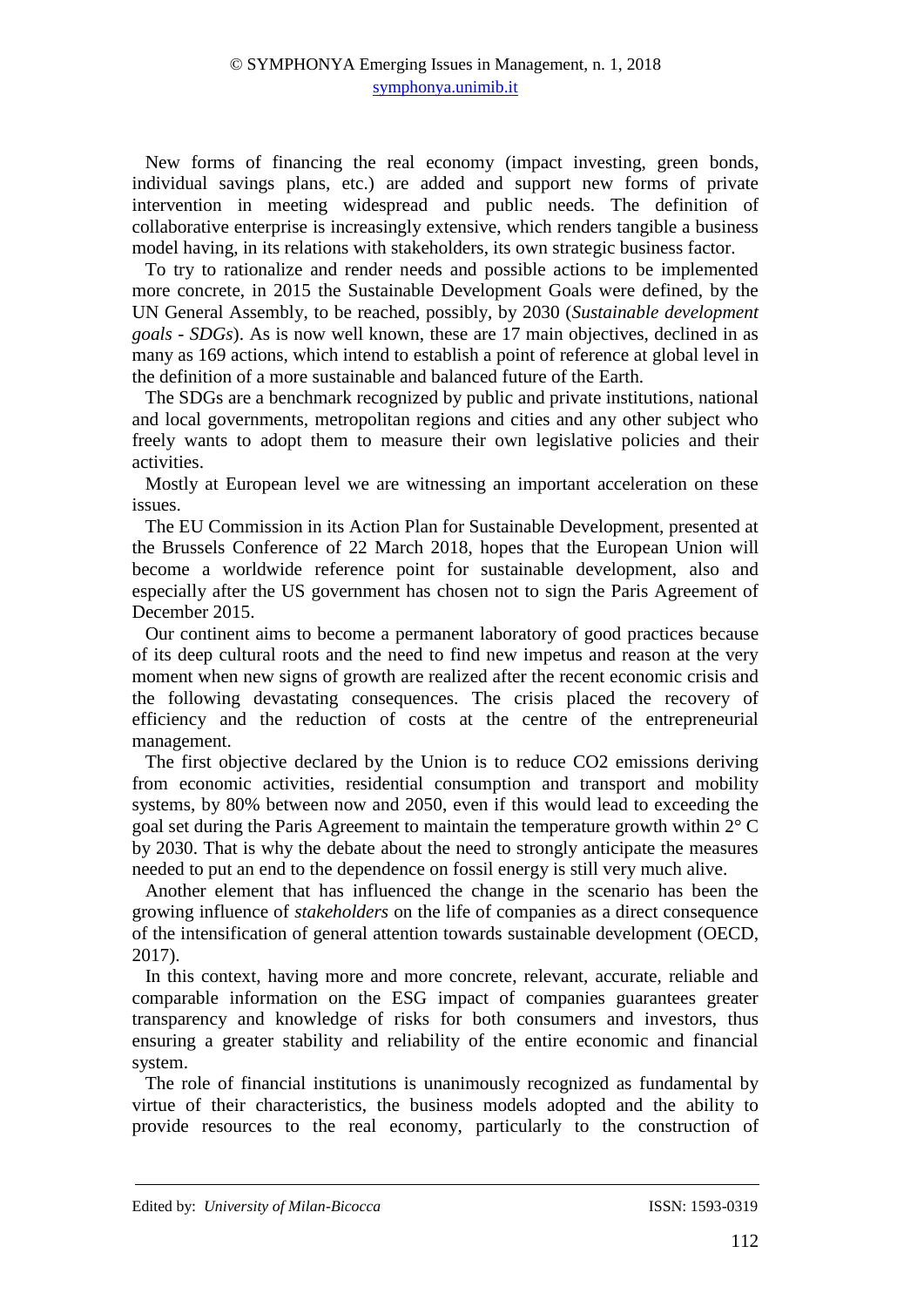New forms of financing the real economy (impact investing, green bonds, individual savings plans, etc.) are added and support new forms of private intervention in meeting widespread and public needs. The definition of collaborative enterprise is increasingly extensive, which renders tangible a business model having, in its relations with stakeholders, its own strategic business factor.

To try to rationalize and render needs and possible actions to be implemented more concrete, in 2015 the Sustainable Development Goals were defined, by the UN General Assembly, to be reached, possibly, by 2030 (*Sustainable development goals - SDGs*). As is now well known, these are 17 main objectives, declined in as many as 169 actions, which intend to establish a point of reference at global level in the definition of a more sustainable and balanced future of the Earth.

The SDGs are a benchmark recognized by public and private institutions, national and local governments, metropolitan regions and cities and any other subject who freely wants to adopt them to measure their own legislative policies and their activities.

Mostly at European level we are witnessing an important acceleration on these issues.

The EU Commission in its Action Plan for Sustainable Development, presented at the Brussels Conference of 22 March 2018, hopes that the European Union will become a worldwide reference point for sustainable development, also and especially after the US government has chosen not to sign the Paris Agreement of December 2015.

Our continent aims to become a permanent laboratory of good practices because of its deep cultural roots and the need to find new impetus and reason at the very moment when new signs of growth are realized after the recent economic crisis and the following devastating consequences. The crisis placed the recovery of efficiency and the reduction of costs at the centre of the entrepreneurial management.

The first objective declared by the Union is to reduce $CO_2$ emissions deriving from economic activities, residential consumption and transport and mobility systems, by 80% between now and 2050, even if this would lead to exceeding the goal set during the Paris Agreement to maintain the temperature growth within 2° C by 2030. That is why the debate about the need to strongly anticipate the measures needed to put an end to the dependence on fossil energy is still very much alive.

Another element that has influenced the change in the scenario has been the growing influence of *stakeholders* on the life of companies as a direct consequence of the intensification of general attention towards sustainable development (OECD, 2017).

In this context, having more and more concrete, relevant, accurate, reliable and comparable information on the ESG impact of companies guarantees greater transparency and knowledge of risks for both consumers and investors, thus ensuring a greater stability and reliability of the entire economic and financial system.

The role of financial institutions is unanimously recognized as fundamental by virtue of their characteristics, the business models adopted and the ability to provide resources to the real economy, particularly to the construction of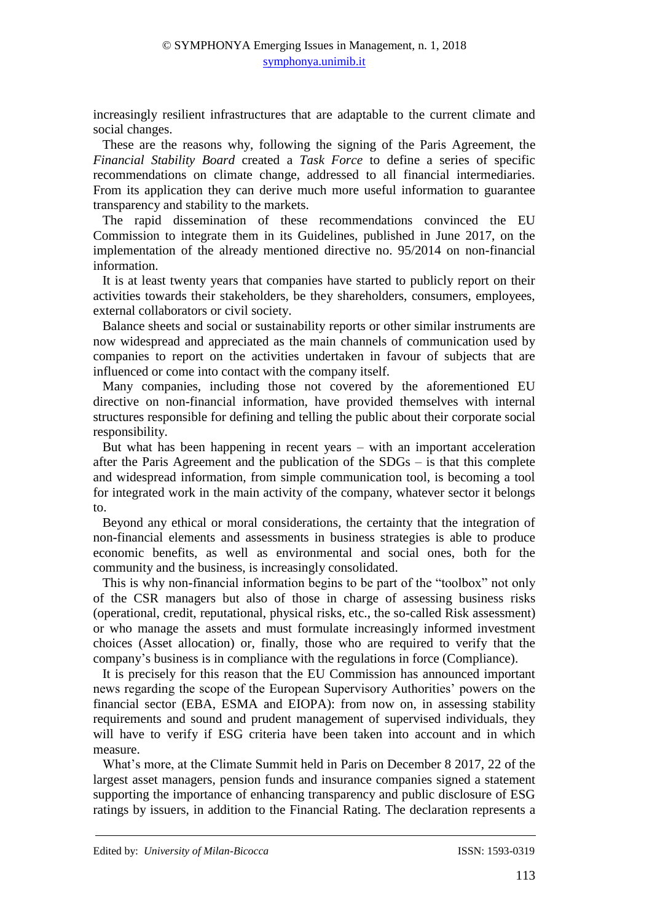increasingly resilient infrastructures that are adaptable to the current climate and social changes.

These are the reasons why, following the signing of the Paris Agreement, the *Financial Stability Board* created a *Task Force* to define a series of specific recommendations on climate change, addressed to all financial intermediaries. From its application they can derive much more useful information to guarantee transparency and stability to the markets.

The rapid dissemination of these recommendations convinced the EU Commission to integrate them in its Guidelines, published in June 2017, on the implementation of the already mentioned directive no. 95/2014 on non-financial information.

It is at least twenty years that companies have started to publicly report on their activities towards their stakeholders, be they shareholders, consumers, employees, external collaborators or civil society.

Balance sheets and social or sustainability reports or other similar instruments are now widespread and appreciated as the main channels of communication used by companies to report on the activities undertaken in favour of subjects that are influenced or come into contact with the company itself.

Many companies, including those not covered by the aforementioned EU directive on non-financial information, have provided themselves with internal structures responsible for defining and telling the public about their corporate social responsibility.

But what has been happening in recent years – with an important acceleration after the Paris Agreement and the publication of the SDGs – is that this complete and widespread information, from simple communication tool, is becoming a tool for integrated work in the main activity of the company, whatever sector it belongs to.

Beyond any ethical or moral considerations, the certainty that the integration of non-financial elements and assessments in business strategies is able to produce economic benefits, as well as environmental and social ones, both for the community and the business, is increasingly consolidated.

This is why non-financial information begins to be part of the "toolbox" not only of the CSR managers but also of those in charge of assessing business risks (operational, credit, reputational, physical risks, etc., the so-called Risk assessment) or who manage the assets and must formulate increasingly informed investment choices (Asset allocation) or, finally, those who are required to verify that the company's business is in compliance with the regulations in force (Compliance).

It is precisely for this reason that the EU Commission has announced important news regarding the scope of the European Supervisory Authorities' powers on the financial sector (EBA, ESMA and EIOPA): from now on, in assessing stability requirements and sound and prudent management of supervised individuals, they will have to verify if ESG criteria have been taken into account and in which measure.

What's more, at the Climate Summit held in Paris on December 8 2017, 22 of the largest asset managers, pension funds and insurance companies signed a statement supporting the importance of enhancing transparency and public disclosure of ESG ratings by issuers, in addition to the Financial Rating. The declaration represents a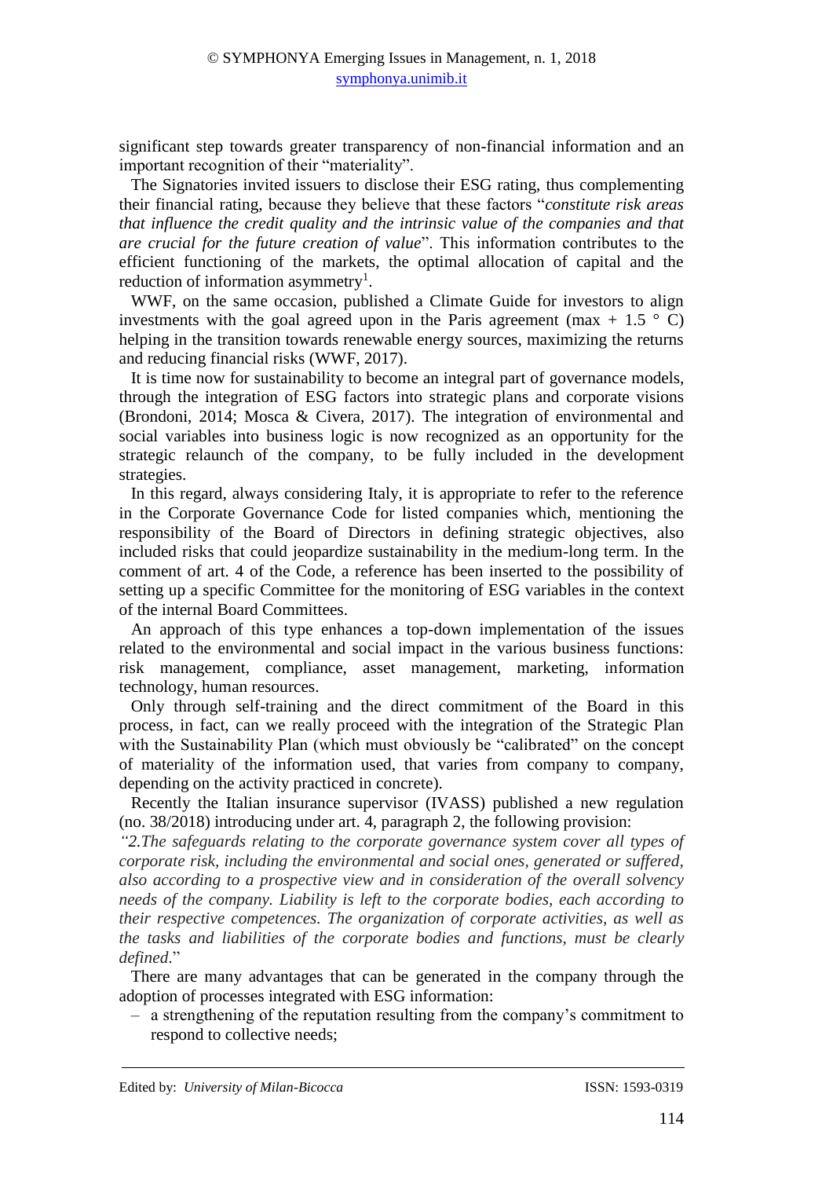significant step towards greater transparency of non-financial information and an important recognition of their "materiality".

The Signatories invited issuers to disclose their ESG rating, thus complementing their financial rating, because they believe that these factors "*constitute risk areas that influence the credit quality and the intrinsic value of the companies and that are crucial for the future creation of value*". This information contributes to the efficient functioning of the markets, the optimal allocation of capital and the reduction of information asymmetry[1].

WWF, on the same occasion, published a Climate Guide for investors to align investments with the goal agreed upon in the Paris agreement (max + 1.5 ° C) helping in the transition towards renewable energy sources, maximizing the returns and reducing financial risks (WWF, 2017).

It is time now for sustainability to become an integral part of governance models, through the integration of ESG factors into strategic plans and corporate visions (Brondoni, 2014; Mosca & Civera, 2017). The integration of environmental and social variables into business logic is now recognized as an opportunity for the strategic relaunch of the company, to be fully included in the development strategies.

In this regard, always considering Italy, it is appropriate to refer to the reference in the Corporate Governance Code for listed companies which, mentioning the responsibility of the Board of Directors in defining strategic objectives, also included risks that could jeopardize sustainability in the medium-long term. In the comment of art. 4 of the Code, a reference has been inserted to the possibility of setting up a specific Committee for the monitoring of ESG variables in the context of the internal Board Committees.

An approach of this type enhances a top-down implementation of the issues related to the environmental and social impact in the various business functions: risk management, compliance, asset management, marketing, information technology, human resources.

Only through self-training and the direct commitment of the Board in this process, in fact, can we really proceed with the integration of the Strategic Plan with the Sustainability Plan (which must obviously be "calibrated" on the concept of materiality of the information used, that varies from company to company, depending on the activity practiced in concrete).

Recently the Italian insurance supervisor (IVASS) published a new regulation (no. 38/2018) introducing under art. 4, paragraph 2, the following provision:

*"2.The safeguards relating to the corporate governance system cover all types of corporate risk, including the environmental and social ones, generated or suffered, also according to a prospective view and in consideration of the overall solvency needs of the company. Liability is left to the corporate bodies, each according to their respective competences. The organization of corporate activities, as well as the tasks and liabilities of the corporate bodies and functions, must be clearly defined.*"

There are many advantages that can be generated in the company through the adoption of processes integrated with ESG information:

– a strengthening of the reputation resulting from the company's commitment to respond to collective needs;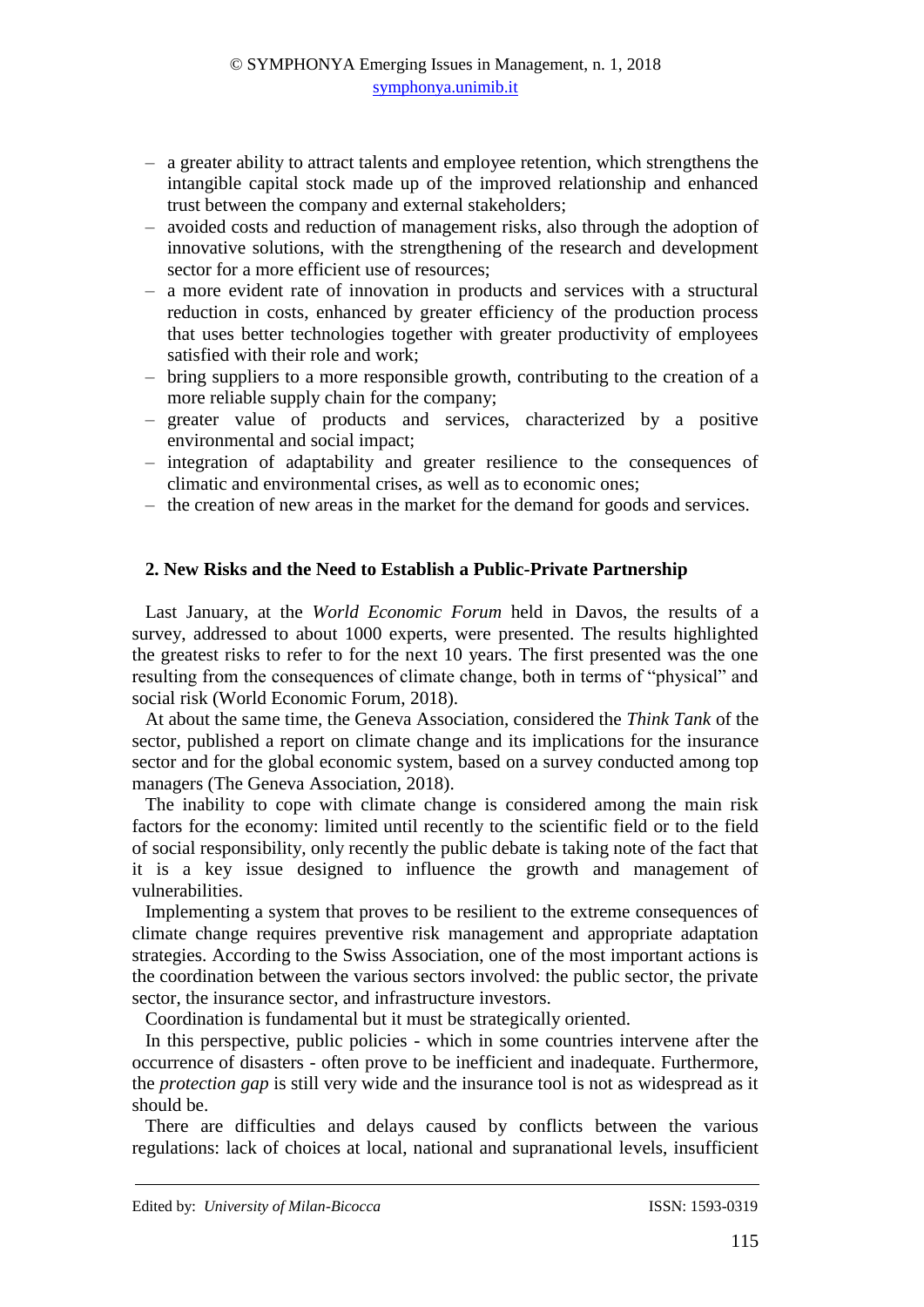- a greater ability to attract talents and employee retention, which strengthens the intangible capital stock made up of the improved relationship and enhanced trust between the company and external stakeholders;
- avoided costs and reduction of management risks, also through the adoption of innovative solutions, with the strengthening of the research and development sector for a more efficient use of resources;
- a more evident rate of innovation in products and services with a structural reduction in costs, enhanced by greater efficiency of the production process that uses better technologies together with greater productivity of employees satisfied with their role and work;
- bring suppliers to a more responsible growth, contributing to the creation of a more reliable supply chain for the company;
- greater value of products and services, characterized by a positive environmental and social impact;
- integration of adaptability and greater resilience to the consequences of climatic and environmental crises, as well as to economic ones;
- the creation of new areas in the market for the demand for goods and services.

## 2. New Risks and the Need to Establish a Public-Private Partnership

Last January, at the *World Economic Forum* held in Davos, the results of a survey, addressed to about 1000 experts, were presented. The results highlighted the greatest risks to refer to for the next 10 years. The first presented was the one resulting from the consequences of climate change, both in terms of "physical" and social risk (World Economic Forum, 2018).

At about the same time, the Geneva Association, considered the *Think Tank* of the sector, published a report on climate change and its implications for the insurance sector and for the global economic system, based on a survey conducted among top managers (The Geneva Association, 2018).

The inability to cope with climate change is considered among the main risk factors for the economy: limited until recently to the scientific field or to the field of social responsibility, only recently the public debate is taking note of the fact that it is a key issue designed to influence the growth and management of vulnerabilities.

Implementing a system that proves to be resilient to the extreme consequences of climate change requires preventive risk management and appropriate adaptation strategies. According to the Swiss Association, one of the most important actions is the coordination between the various sectors involved: the public sector, the private sector, the insurance sector, and infrastructure investors.

Coordination is fundamental but it must be strategically oriented.

In this perspective, public policies - which in some countries intervene after the occurrence of disasters - often prove to be inefficient and inadequate. Furthermore, the *protection gap* is still very wide and the insurance tool is not as widespread as it should be.

There are difficulties and delays caused by conflicts between the various regulations: lack of choices at local, national and supranational levels, insufficient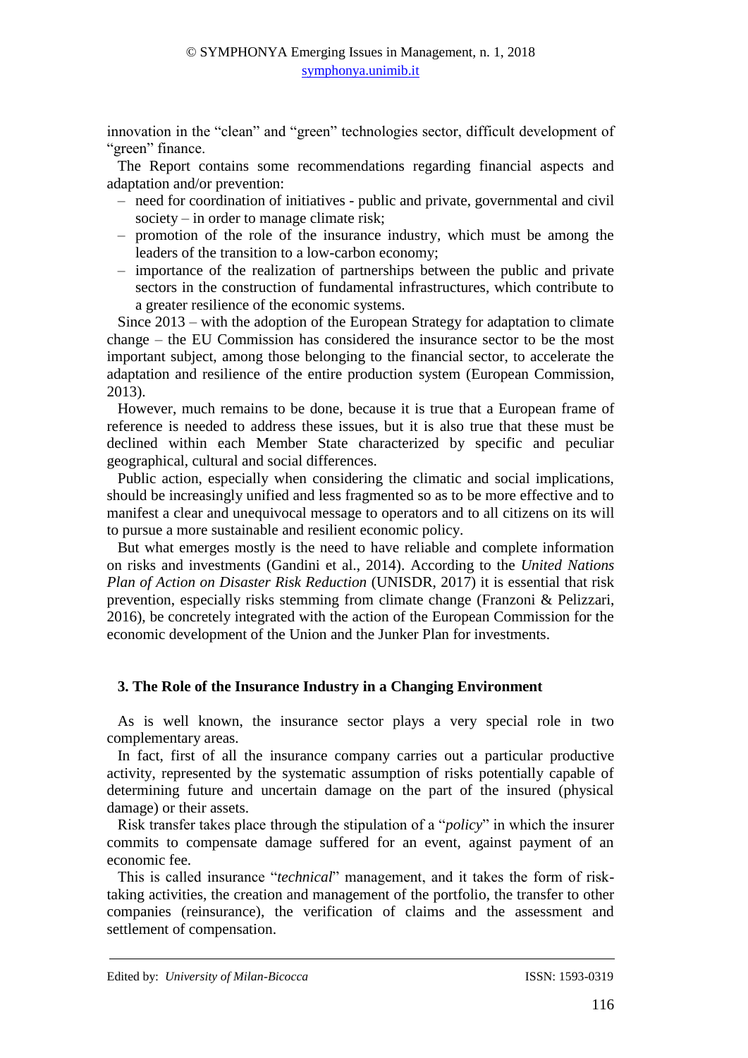innovation in the "clean" and "green" technologies sector, difficult development of "green" finance.

The Report contains some recommendations regarding financial aspects and adaptation and/or prevention:

- need for coordination of initiatives - public and private, governmental and civil society – in order to manage climate risk;
- promotion of the role of the insurance industry, which must be among the leaders of the transition to a low-carbon economy;
- importance of the realization of partnerships between the public and private sectors in the construction of fundamental infrastructures, which contribute to a greater resilience of the economic systems.

Since 2013 – with the adoption of the European Strategy for adaptation to climate change – the EU Commission has considered the insurance sector to be the most important subject, among those belonging to the financial sector, to accelerate the adaptation and resilience of the entire production system (European Commission, 2013).

However, much remains to be done, because it is true that a European frame of reference is needed to address these issues, but it is also true that these must be declined within each Member State characterized by specific and peculiar geographical, cultural and social differences.

Public action, especially when considering the climatic and social implications, should be increasingly unified and less fragmented so as to be more effective and to manifest a clear and unequivocal message to operators and to all citizens on its will to pursue a more sustainable and resilient economic policy.

But what emerges mostly is the need to have reliable and complete information on risks and investments (Gandini et al., 2014). According to the *United Nations Plan of Action on Disaster Risk Reduction* (UNISDR, 2017) it is essential that risk prevention, especially risks stemming from climate change (Franzoni & Pelizzari, 2016), be concretely integrated with the action of the European Commission for the economic development of the Union and the Junker Plan for investments.

## 3. The Role of the Insurance Industry in a Changing Environment

As is well known, the insurance sector plays a very special role in two complementary areas.

In fact, first of all the insurance company carries out a particular productive activity, represented by the systematic assumption of risks potentially capable of determining future and uncertain damage on the part of the insured (physical damage) or their assets.

Risk transfer takes place through the stipulation of a "*policy*" in which the insurer commits to compensate damage suffered for an event, against payment of an economic fee.

This is called insurance "*technical*" management, and it takes the form of risk-taking activities, the creation and management of the portfolio, the transfer to other companies (reinsurance), the verification of claims and the assessment and settlement of compensation.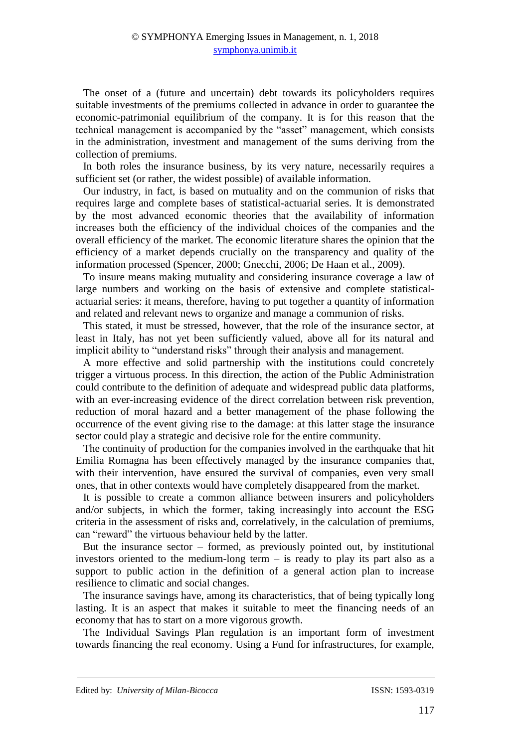The onset of a (future and uncertain) debt towards its policyholders requires suitable investments of the premiums collected in advance in order to guarantee the economic-patrimonial equilibrium of the company. It is for this reason that the technical management is accompanied by the "asset" management, which consists in the administration, investment and management of the sums deriving from the collection of premiums.

In both roles the insurance business, by its very nature, necessarily requires a sufficient set (or rather, the widest possible) of available information.

Our industry, in fact, is based on mutuality and on the communion of risks that requires large and complete bases of statistical-actuarial series. It is demonstrated by the most advanced economic theories that the availability of information increases both the efficiency of the individual choices of the companies and the overall efficiency of the market. The economic literature shares the opinion that the efficiency of a market depends crucially on the transparency and quality of the information processed (Spencer, 2000; Gnecchi, 2006; De Haan et al., 2009).

To insure means making mutuality and considering insurance coverage a law of large numbers and working on the basis of extensive and complete statistical-actuarial series: it means, therefore, having to put together a quantity of information and related and relevant news to organize and manage a communion of risks.

This stated, it must be stressed, however, that the role of the insurance sector, at least in Italy, has not yet been sufficiently valued, above all for its natural and implicit ability to "understand risks" through their analysis and management.

A more effective and solid partnership with the institutions could concretely trigger a virtuous process. In this direction, the action of the Public Administration could contribute to the definition of adequate and widespread public data platforms, with an ever-increasing evidence of the direct correlation between risk prevention, reduction of moral hazard and a better management of the phase following the occurrence of the event giving rise to the damage: at this latter stage the insurance sector could play a strategic and decisive role for the entire community.

The continuity of production for the companies involved in the earthquake that hit Emilia Romagna has been effectively managed by the insurance companies that, with their intervention, have ensured the survival of companies, even very small ones, that in other contexts would have completely disappeared from the market.

It is possible to create a common alliance between insurers and policyholders and/or subjects, in which the former, taking increasingly into account the ESG criteria in the assessment of risks and, correlatively, in the calculation of premiums, can "reward" the virtuous behaviour held by the latter.

But the insurance sector – formed, as previously pointed out, by institutional investors oriented to the medium-long term – is ready to play its part also as a support to public action in the definition of a general action plan to increase resilience to climatic and social changes.

The insurance savings have, among its characteristics, that of being typically long lasting. It is an aspect that makes it suitable to meet the financing needs of an economy that has to start on a more vigorous growth.

The Individual Savings Plan regulation is an important form of investment towards financing the real economy. Using a Fund for infrastructures, for example,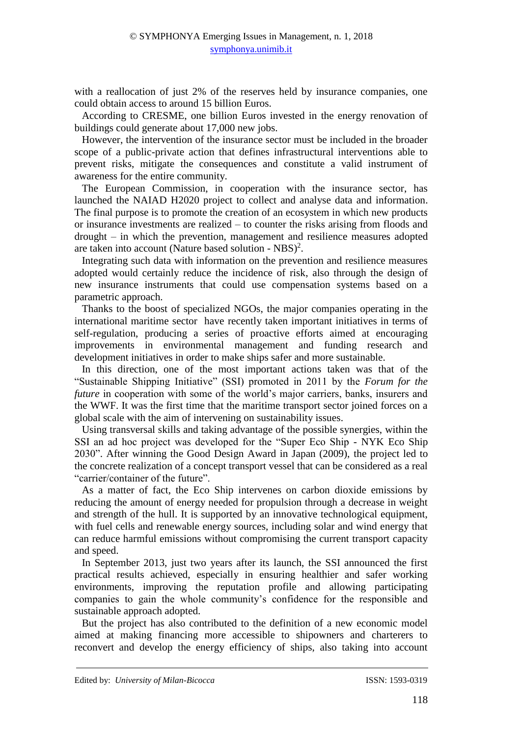with a reallocation of just 2% of the reserves held by insurance companies, one could obtain access to around 15 billion Euros.

According to CRESME, one billion Euros invested in the energy renovation of buildings could generate about 17,000 new jobs.

However, the intervention of the insurance sector must be included in the broader scope of a public-private action that defines infrastructural interventions able to prevent risks, mitigate the consequences and constitute a valid instrument of awareness for the entire community.

The European Commission, in cooperation with the insurance sector, has launched the NAIAD H2020 project to collect and analyse data and information. The final purpose is to promote the creation of an ecosystem in which new products or insurance investments are realized – to counter the risks arising from floods and drought – in which the prevention, management and resilience measures adopted are taken into account (Nature based solution - NBS)[2].

Integrating such data with information on the prevention and resilience measures adopted would certainly reduce the incidence of risk, also through the design of new insurance instruments that could use compensation systems based on a parametric approach.

Thanks to the boost of specialized NGOs, the major companies operating in the international maritime sector have recently taken important initiatives in terms of self-regulation, producing a series of proactive efforts aimed at encouraging improvements in environmental management and funding research and development initiatives in order to make ships safer and more sustainable.

In this direction, one of the most important actions taken was that of the "Sustainable Shipping Initiative" (SSI) promoted in 2011 by the *Forum for the future* in cooperation with some of the world's major carriers, banks, insurers and the WWF. It was the first time that the maritime transport sector joined forces on a global scale with the aim of intervening on sustainability issues.

Using transversal skills and taking advantage of the possible synergies, within the SSI an ad hoc project was developed for the "Super Eco Ship - NYK Eco Ship 2030". After winning the Good Design Award in Japan (2009), the project led to the concrete realization of a concept transport vessel that can be considered as a real "carrier/container of the future".

As a matter of fact, the Eco Ship intervenes on carbon dioxide emissions by reducing the amount of energy needed for propulsion through a decrease in weight and strength of the hull. It is supported by an innovative technological equipment, with fuel cells and renewable energy sources, including solar and wind energy that can reduce harmful emissions without compromising the current transport capacity and speed.

In September 2013, just two years after its launch, the SSI announced the first practical results achieved, especially in ensuring healthier and safer working environments, improving the reputation profile and allowing participating companies to gain the whole community's confidence for the responsible and sustainable approach adopted.

But the project has also contributed to the definition of a new economic model aimed at making financing more accessible to shipowners and charterers to reconvert and develop the energy efficiency of ships, also taking into account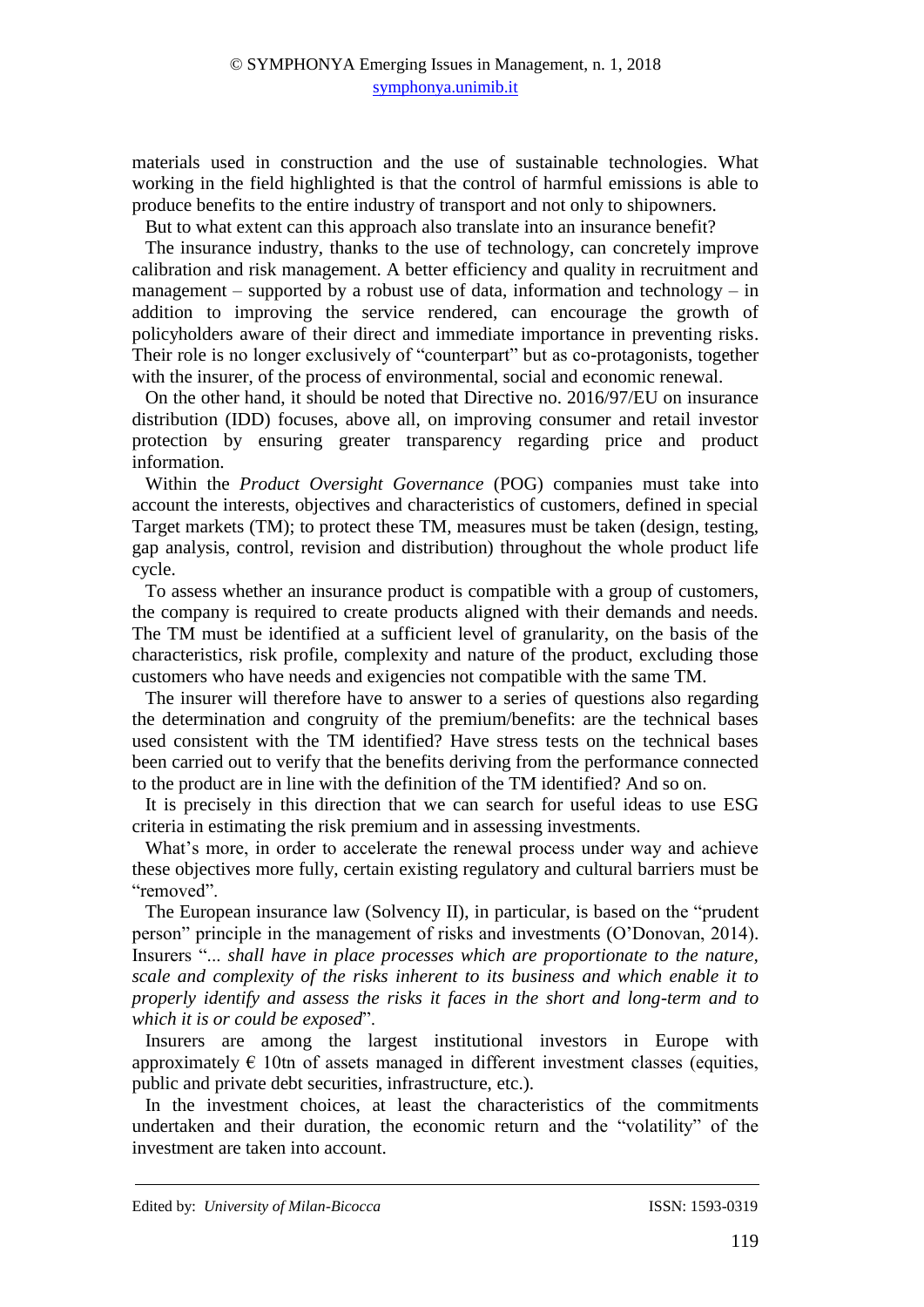materials used in construction and the use of sustainable technologies. What working in the field highlighted is that the control of harmful emissions is able to produce benefits to the entire industry of transport and not only to shipowners.

But to what extent can this approach also translate into an insurance benefit?

The insurance industry, thanks to the use of technology, can concretely improve calibration and risk management. A better efficiency and quality in recruitment and management – supported by a robust use of data, information and technology – in addition to improving the service rendered, can encourage the growth of policyholders aware of their direct and immediate importance in preventing risks. Their role is no longer exclusively of "counterpart" but as co-protagonists, together with the insurer, of the process of environmental, social and economic renewal.

On the other hand, it should be noted that Directive no. 2016/97/EU on insurance distribution (IDD) focuses, above all, on improving consumer and retail investor protection by ensuring greater transparency regarding price and product information.

Within the *Product Oversight Governance* (POG) companies must take into account the interests, objectives and characteristics of customers, defined in special Target markets (TM); to protect these TM, measures must be taken (design, testing, gap analysis, control, revision and distribution) throughout the whole product life cycle.

To assess whether an insurance product is compatible with a group of customers, the company is required to create products aligned with their demands and needs. The TM must be identified at a sufficient level of granularity, on the basis of the characteristics, risk profile, complexity and nature of the product, excluding those customers who have needs and exigencies not compatible with the same TM.

The insurer will therefore have to answer to a series of questions also regarding the determination and congruity of the premium/benefits: are the technical bases used consistent with the TM identified? Have stress tests on the technical bases been carried out to verify that the benefits deriving from the performance connected to the product are in line with the definition of the TM identified? And so on.

It is precisely in this direction that we can search for useful ideas to use ESG criteria in estimating the risk premium and in assessing investments.

What's more, in order to accelerate the renewal process under way and achieve these objectives more fully, certain existing regulatory and cultural barriers must be "removed".

The European insurance law (Solvency II), in particular, is based on the "prudent person" principle in the management of risks and investments (O'Donovan, 2014). Insurers "*... shall have in place processes which are proportionate to the nature, scale and complexity of the risks inherent to its business and which enable it to properly identify and assess the risks it faces in the short and long-term and to which it is or could be exposed*".

Insurers are among the largest institutional investors in Europe with approximately € 10tn of assets managed in different investment classes (equities, public and private debt securities, infrastructure, etc.).

In the investment choices, at least the characteristics of the commitments undertaken and their duration, the economic return and the "volatility" of the investment are taken into account.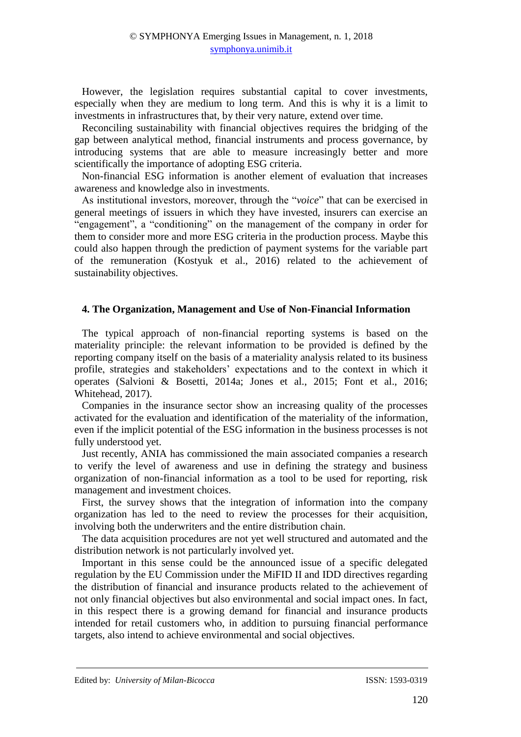However, the legislation requires substantial capital to cover investments, especially when they are medium to long term. And this is why it is a limit to investments in infrastructures that, by their very nature, extend over time.

Reconciling sustainability with financial objectives requires the bridging of the gap between analytical method, financial instruments and process governance, by introducing systems that are able to measure increasingly better and more scientifically the importance of adopting ESG criteria.

Non-financial ESG information is another element of evaluation that increases awareness and knowledge also in investments.

As institutional investors, moreover, through the "*voice*" that can be exercised in general meetings of issuers in which they have invested, insurers can exercise an "engagement", a "conditioning" on the management of the company in order for them to consider more and more ESG criteria in the production process. Maybe this could also happen through the prediction of payment systems for the variable part of the remuneration (Kostyuk et al., 2016) related to the achievement of sustainability objectives.

## 4. The Organization, Management and Use of Non-Financial Information

The typical approach of non-financial reporting systems is based on the materiality principle: the relevant information to be provided is defined by the reporting company itself on the basis of a materiality analysis related to its business profile, strategies and stakeholders' expectations and to the context in which it operates (Salvioni & Bosetti, 2014a; Jones et al., 2015; Font et al., 2016; Whitehead, 2017).

Companies in the insurance sector show an increasing quality of the processes activated for the evaluation and identification of the materiality of the information, even if the implicit potential of the ESG information in the business processes is not fully understood yet.

Just recently, ANIA has commissioned the main associated companies a research to verify the level of awareness and use in defining the strategy and business organization of non-financial information as a tool to be used for reporting, risk management and investment choices.

First, the survey shows that the integration of information into the company organization has led to the need to review the processes for their acquisition, involving both the underwriters and the entire distribution chain.

The data acquisition procedures are not yet well structured and automated and the distribution network is not particularly involved yet.

Important in this sense could be the announced issue of a specific delegated regulation by the EU Commission under the MiFID II and IDD directives regarding the distribution of financial and insurance products related to the achievement of not only financial objectives but also environmental and social impact ones. In fact, in this respect there is a growing demand for financial and insurance products intended for retail customers who, in addition to pursuing financial performance targets, also intend to achieve environmental and social objectives.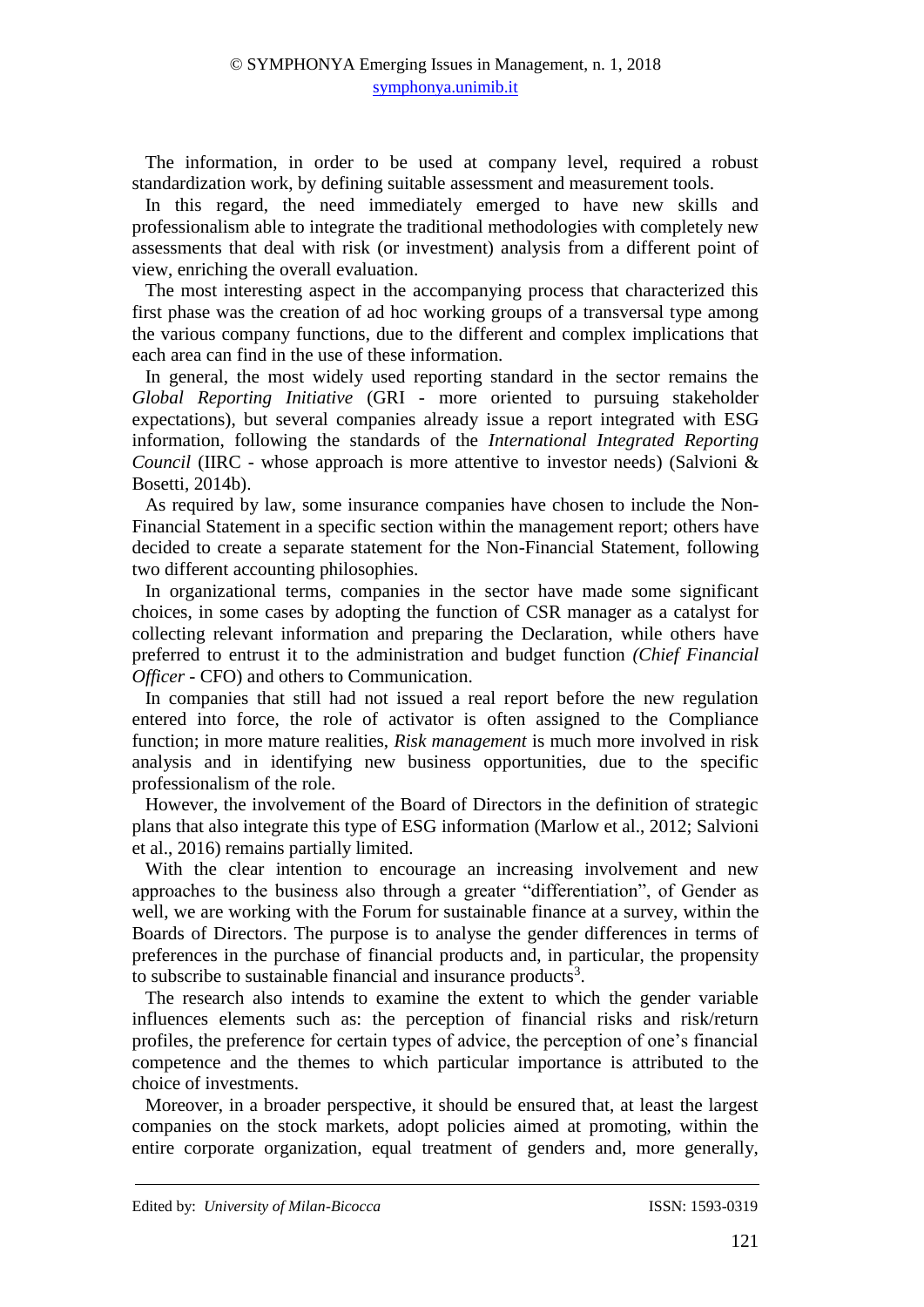The information, in order to be used at company level, required a robust standardization work, by defining suitable assessment and measurement tools.

In this regard, the need immediately emerged to have new skills and professionalism able to integrate the traditional methodologies with completely new assessments that deal with risk (or investment) analysis from a different point of view, enriching the overall evaluation.

The most interesting aspect in the accompanying process that characterized this first phase was the creation of ad hoc working groups of a transversal type among the various company functions, due to the different and complex implications that each area can find in the use of these information.

In general, the most widely used reporting standard in the sector remains the *Global Reporting Initiative* (GRI - more oriented to pursuing stakeholder expectations), but several companies already issue a report integrated with ESG information, following the standards of the *International Integrated Reporting Council* (IIRC - whose approach is more attentive to investor needs) (Salvioni & Bosetti, 2014b).

As required by law, some insurance companies have chosen to include the Non-Financial Statement in a specific section within the management report; others have decided to create a separate statement for the Non-Financial Statement, following two different accounting philosophies.

In organizational terms, companies in the sector have made some significant choices, in some cases by adopting the function of CSR manager as a catalyst for collecting relevant information and preparing the Declaration, while others have preferred to entrust it to the administration and budget function *(Chief Financial Officer* - CFO) and others to Communication.

In companies that still had not issued a real report before the new regulation entered into force, the role of activator is often assigned to the Compliance function; in more mature realities, *Risk management* is much more involved in risk analysis and in identifying new business opportunities, due to the specific professionalism of the role.

However, the involvement of the Board of Directors in the definition of strategic plans that also integrate this type of ESG information (Marlow et al., 2012; Salvioni et al., 2016) remains partially limited.

With the clear intention to encourage an increasing involvement and new approaches to the business also through a greater "differentiation", of Gender as well, we are working with the Forum for sustainable finance at a survey, within the Boards of Directors. The purpose is to analyse the gender differences in terms of preferences in the purchase of financial products and, in particular, the propensity to subscribe to sustainable financial and insurance products[3].

The research also intends to examine the extent to which the gender variable influences elements such as: the perception of financial risks and risk/return profiles, the preference for certain types of advice, the perception of one's financial competence and the themes to which particular importance is attributed to the choice of investments.

Moreover, in a broader perspective, it should be ensured that, at least the largest companies on the stock markets, adopt policies aimed at promoting, within the entire corporate organization, equal treatment of genders and, more generally,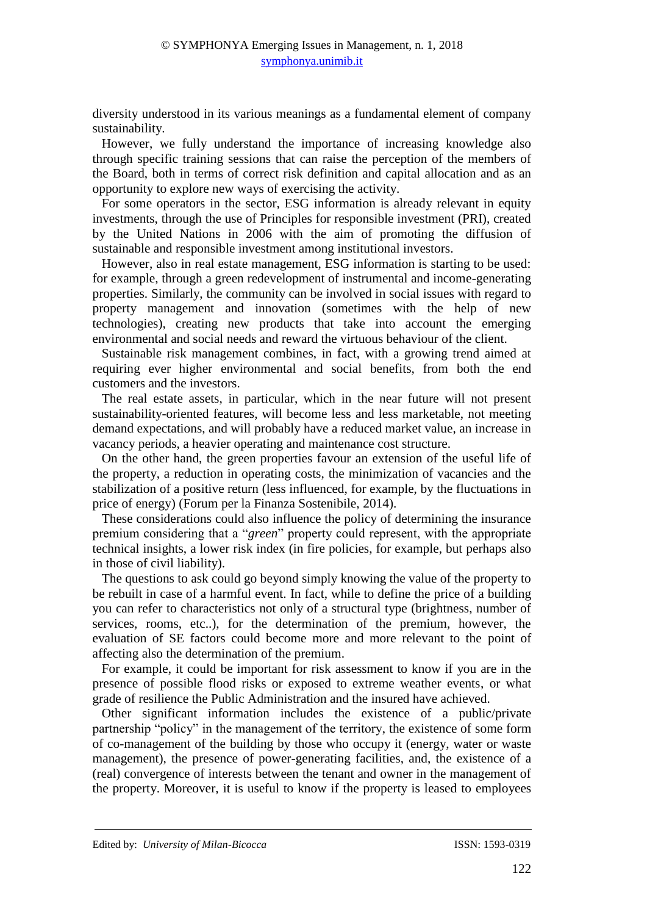diversity understood in its various meanings as a fundamental element of company sustainability.

However, we fully understand the importance of increasing knowledge also through specific training sessions that can raise the perception of the members of the Board, both in terms of correct risk definition and capital allocation and as an opportunity to explore new ways of exercising the activity.

For some operators in the sector, ESG information is already relevant in equity investments, through the use of Principles for responsible investment (PRI), created by the United Nations in 2006 with the aim of promoting the diffusion of sustainable and responsible investment among institutional investors.

However, also in real estate management, ESG information is starting to be used: for example, through a green redevelopment of instrumental and income-generating properties. Similarly, the community can be involved in social issues with regard to property management and innovation (sometimes with the help of new technologies), creating new products that take into account the emerging environmental and social needs and reward the virtuous behaviour of the client.

Sustainable risk management combines, in fact, with a growing trend aimed at requiring ever higher environmental and social benefits, from both the end customers and the investors.

The real estate assets, in particular, which in the near future will not present sustainability-oriented features, will become less and less marketable, not meeting demand expectations, and will probably have a reduced market value, an increase in vacancy periods, a heavier operating and maintenance cost structure.

On the other hand, the green properties favour an extension of the useful life of the property, a reduction in operating costs, the minimization of vacancies and the stabilization of a positive return (less influenced, for example, by the fluctuations in price of energy) (Forum per la Finanza Sostenibile, 2014).

These considerations could also influence the policy of determining the insurance premium considering that a "*green*" property could represent, with the appropriate technical insights, a lower risk index (in fire policies, for example, but perhaps also in those of civil liability).

The questions to ask could go beyond simply knowing the value of the property to be rebuilt in case of a harmful event. In fact, while to define the price of a building you can refer to characteristics not only of a structural type (brightness, number of services, rooms, etc..), for the determination of the premium, however, the evaluation of SE factors could become more and more relevant to the point of affecting also the determination of the premium.

For example, it could be important for risk assessment to know if you are in the presence of possible flood risks or exposed to extreme weather events, or what grade of resilience the Public Administration and the insured have achieved.

Other significant information includes the existence of a public/private partnership "policy" in the management of the territory, the existence of some form of co-management of the building by those who occupy it (energy, water or waste management), the presence of power-generating facilities, and, the existence of a (real) convergence of interests between the tenant and owner in the management of the property. Moreover, it is useful to know if the property is leased to employees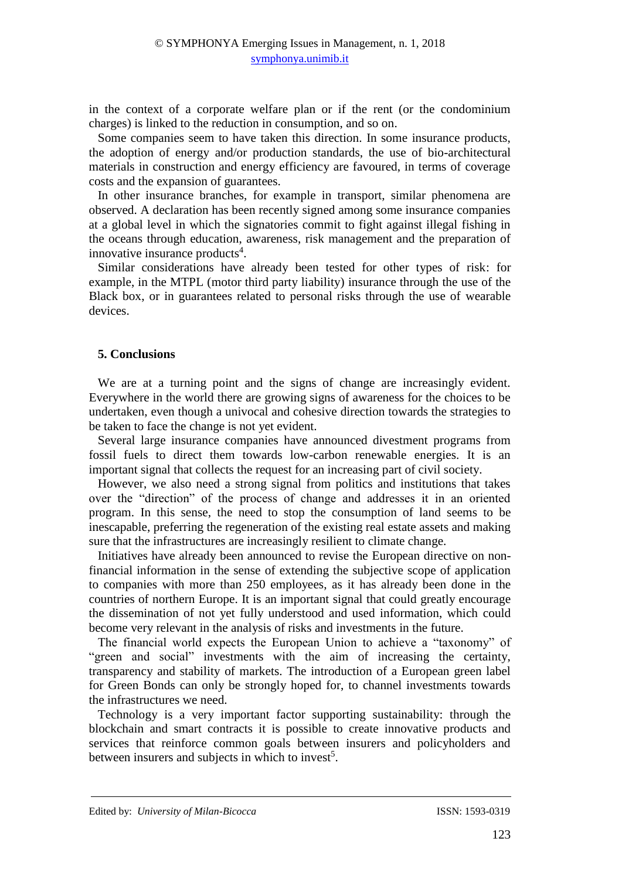in the context of a corporate welfare plan or if the rent (or the condominium charges) is linked to the reduction in consumption, and so on.

Some companies seem to have taken this direction. In some insurance products, the adoption of energy and/or production standards, the use of bio-architectural materials in construction and energy efficiency are favoured, in terms of coverage costs and the expansion of guarantees.

In other insurance branches, for example in transport, similar phenomena are observed. A declaration has been recently signed among some insurance companies at a global level in which the signatories commit to fight against illegal fishing in the oceans through education, awareness, risk management and the preparation of innovative insurance products[4].

Similar considerations have already been tested for other types of risk: for example, in the MTPL (motor third party liability) insurance through the use of the Black box, or in guarantees related to personal risks through the use of wearable devices.

## 5. Conclusions

We are at a turning point and the signs of change are increasingly evident. Everywhere in the world there are growing signs of awareness for the choices to be undertaken, even though a univocal and cohesive direction towards the strategies to be taken to face the change is not yet evident.

Several large insurance companies have announced divestment programs from fossil fuels to direct them towards low-carbon renewable energies. It is an important signal that collects the request for an increasing part of civil society.

However, we also need a strong signal from politics and institutions that takes over the "direction" of the process of change and addresses it in an oriented program. In this sense, the need to stop the consumption of land seems to be inescapable, preferring the regeneration of the existing real estate assets and making sure that the infrastructures are increasingly resilient to climate change.

Initiatives have already been announced to revise the European directive on non-financial information in the sense of extending the subjective scope of application to companies with more than 250 employees, as it has already been done in the countries of northern Europe. It is an important signal that could greatly encourage the dissemination of not yet fully understood and used information, which could become very relevant in the analysis of risks and investments in the future.

The financial world expects the European Union to achieve a "taxonomy" of "green and social" investments with the aim of increasing the certainty, transparency and stability of markets. The introduction of a European green label for Green Bonds can only be strongly hoped for, to channel investments towards the infrastructures we need.

Technology is a very important factor supporting sustainability: through the blockchain and smart contracts it is possible to create innovative products and services that reinforce common goals between insurers and policyholders and between insurers and subjects in which to invest[5].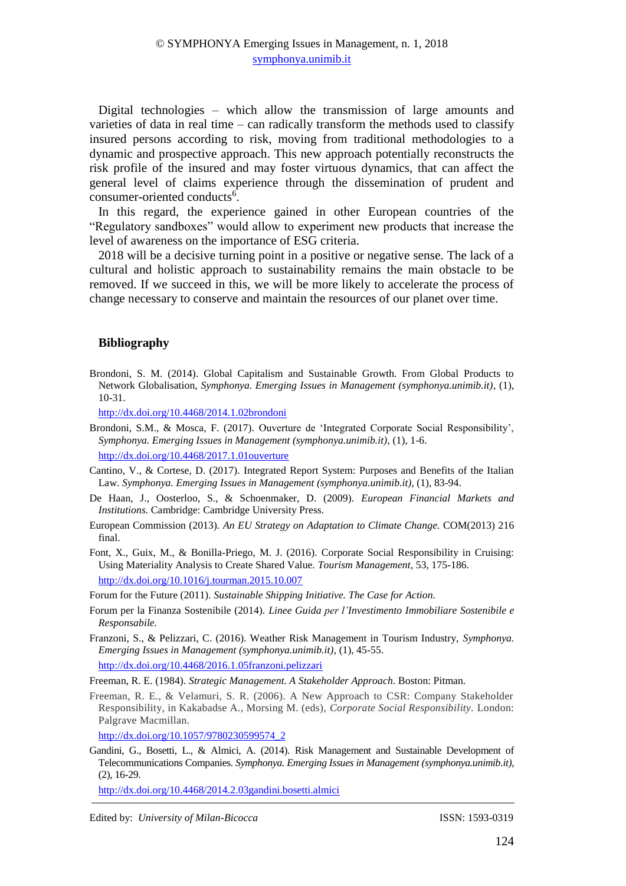Digital technologies – which allow the transmission of large amounts and varieties of data in real time – can radically transform the methods used to classify insured persons according to risk, moving from traditional methodologies to a dynamic and prospective approach. This new approach potentially reconstructs the risk profile of the insured and may foster virtuous dynamics, that can affect the general level of claims experience through the dissemination of prudent and consumer-oriented conducts[6].

In this regard, the experience gained in other European countries of the "Regulatory sandboxes" would allow to experiment new products that increase the level of awareness on the importance of ESG criteria.

2018 will be a decisive turning point in a positive or negative sense. The lack of a cultural and holistic approach to sustainability remains the main obstacle to be removed. If we succeed in this, we will be more likely to accelerate the process of change necessary to conserve and maintain the resources of our planet over time.

## Bibliography

Brondoni, S. M. (2014). Global Capitalism and Sustainable Growth. From Global Products to Network Globalisation, *Symphonya. Emerging Issues in Management (symphonya.unimib.it)*, (1), 10-31.
http://dx.doi.org/10.4468/2014.1.02brondoni

Brondoni, S.M., & Mosca, F. (2017). Ouverture de 'Integrated Corporate Social Responsibility', *Symphonya. Emerging Issues in Management (symphonya.unimib.it)*, (1), 1-6.
http://dx.doi.org/10.4468/2017.1.01ouverture

Cantino, V., & Cortese, D. (2017). Integrated Report System: Purposes and Benefits of the Italian Law. *Symphonya. Emerging Issues in Management (symphonya.unimib.it)*, (1), 83-94.

De Haan, J., Oosterloo, S., & Schoenmaker, D. (2009). *European Financial Markets and Institutions.* Cambridge: Cambridge University Press.

European Commission (2013). *An EU Strategy on Adaptation to Climate Change.* COM(2013) 216 final.

Font, X., Guix, M., & Bonilla-Priego, M. J. (2016). Corporate Social Responsibility in Cruising: Using Materiality Analysis to Create Shared Value. *Tourism Management*, 53, 175-186.
http://dx.doi.org/10.1016/j.tourman.2015.10.007

Forum for the Future (2011). *Sustainable Shipping Initiative. The Case for Action.*

Forum per la Finanza Sostenibile (2014). *Linee Guida per l'Investimento Immobiliare Sostenibile e Responsabile.*

Franzoni, S., & Pelizzari, C. (2016). Weather Risk Management in Tourism Industry, *Symphonya. Emerging Issues in Management (symphonya.unimib.it)*, (1), 45-55.
http://dx.doi.org/10.4468/2016.1.05franzoni.pelizzari

Freeman, R. E. (1984). *Strategic Management. A Stakeholder Approach.* Boston: Pitman.

Freeman, R. E., & Velamuri, S. R. (2006). A New Approach to CSR: Company Stakeholder Responsibility, in Kakabadse A., Morsing M. (eds), *Corporate Social Responsibility*. London: Palgrave Macmillan.
http://dx.doi.org/10.1057/9780230599574_2

Gandini, G., Bosetti, L., & Almici, A. (2014). Risk Management and Sustainable Development of Telecommunications Companies. *Symphonya. Emerging Issues in Management (symphonya.unimib.it)*, (2), 16-29.
http://dx.doi.org/10.4468/2014.2.03gandini.bosetti.almici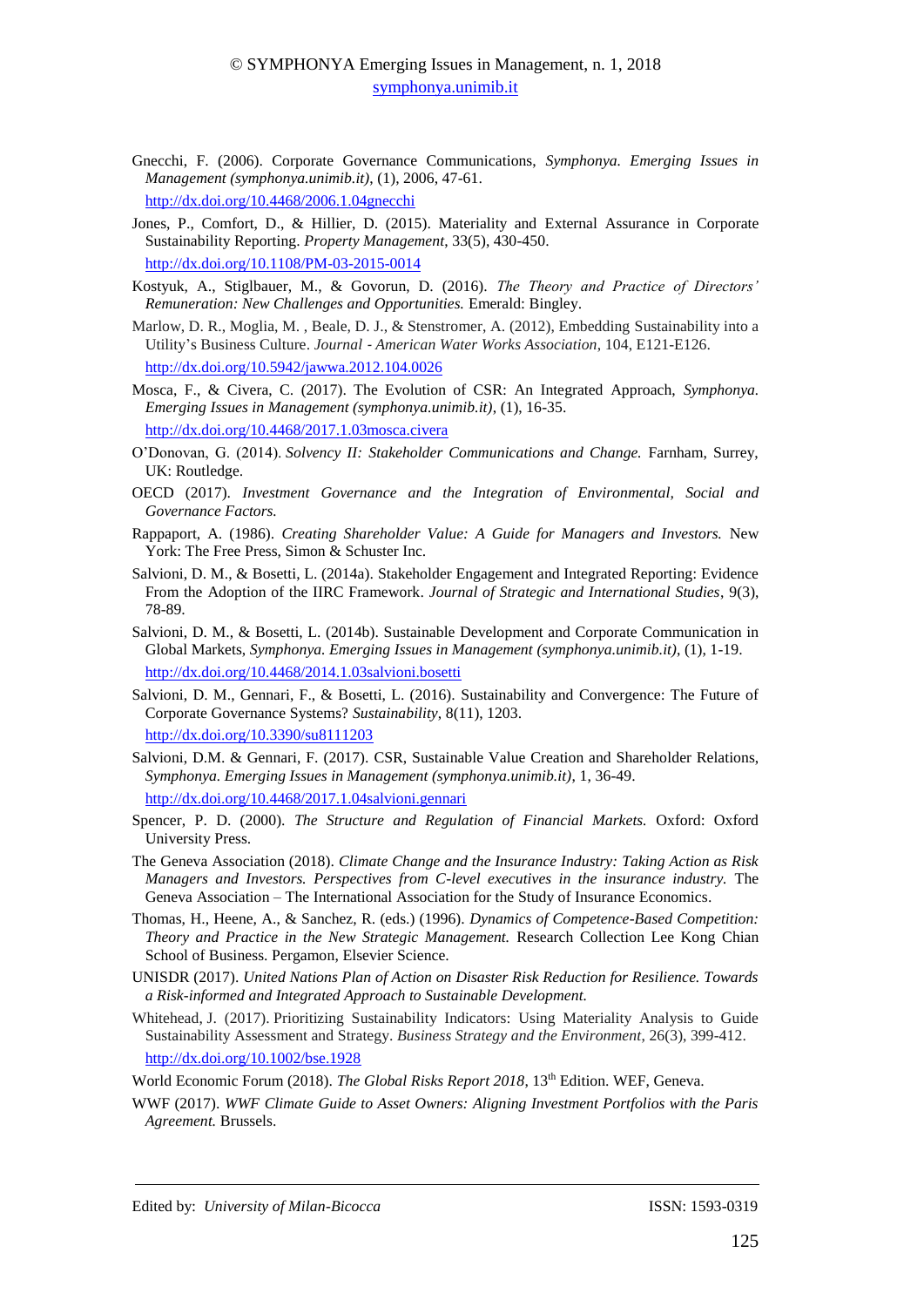Gnecchi, F. (2006). Corporate Governance Communications, *Symphonya. Emerging Issues in Management (symphonya.unimib.it)*, (1), 2006, 47-61.
http://dx.doi.org/10.4468/2006.1.04gnecchi

Jones, P., Comfort, D., & Hillier, D. (2015). Materiality and External Assurance in Corporate Sustainability Reporting. *Property Management*, 33(5), 430-450.
http://dx.doi.org/10.1108/PM-03-2015-0014

Kostyuk, A., Stiglbauer, M., & Govorun, D. (2016). *The Theory and Practice of Directors' Remuneration: New Challenges and Opportunities.* Emerald: Bingley.

Marlow, D. R., Moglia, M. , Beale, D. J., & Stenstromer, A. (2012), Embedding Sustainability into a Utility's Business Culture. *Journal - American Water Works Association*, 104, E121-E126.
http://dx.doi.org/10.5942/jawwa.2012.104.0026

Mosca, F., & Civera, C. (2017). The Evolution of CSR: An Integrated Approach, *Symphonya. Emerging Issues in Management (symphonya.unimib.it)*, (1), 16-35.
http://dx.doi.org/10.4468/2017.1.03mosca.civera

O'Donovan, G. (2014). *Solvency II: Stakeholder Communications and Change.* Farnham, Surrey, UK: Routledge.

OECD (2017). *Investment Governance and the Integration of Environmental, Social and Governance Factors.*

Rappaport, A. (1986). *Creating Shareholder Value: A Guide for Managers and Investors.* New York: The Free Press, Simon & Schuster Inc.

Salvioni, D. M., & Bosetti, L. (2014a). Stakeholder Engagement and Integrated Reporting: Evidence From the Adoption of the IIRC Framework. *Journal of Strategic and International Studies*, 9(3), 78-89.

Salvioni, D. M., & Bosetti, L. (2014b). Sustainable Development and Corporate Communication in Global Markets, *Symphonya. Emerging Issues in Management (symphonya.unimib.it)*, (1), 1-19.
http://dx.doi.org/10.4468/2014.1.03salvioni.bosetti

Salvioni, D. M., Gennari, F., & Bosetti, L. (2016). Sustainability and Convergence: The Future of Corporate Governance Systems? *Sustainability*, 8(11), 1203.
http://dx.doi.org/10.3390/su8111203

Salvioni, D.M. & Gennari, F. (2017). CSR, Sustainable Value Creation and Shareholder Relations, *Symphonya. Emerging Issues in Management (symphonya.unimib.it)*, 1, 36-49.
http://dx.doi.org/10.4468/2017.1.04salvioni.gennari

Spencer, P. D. (2000). *The Structure and Regulation of Financial Markets.* Oxford: Oxford University Press.

The Geneva Association (2018). *Climate Change and the Insurance Industry: Taking Action as Risk Managers and Investors. Perspectives from C-level executives in the insurance industry.* The Geneva Association – The International Association for the Study of Insurance Economics.

Thomas, H., Heene, A., & Sanchez, R. (eds.) (1996). *Dynamics of Competence-Based Competition: Theory and Practice in the New Strategic Management.* Research Collection Lee Kong Chian School of Business. Pergamon, Elsevier Science.

UNISDR (2017). *United Nations Plan of Action on Disaster Risk Reduction for Resilience. Towards a Risk-informed and Integrated Approach to Sustainable Development.*

Whitehead, J. (2017). Prioritizing Sustainability Indicators: Using Materiality Analysis to Guide Sustainability Assessment and Strategy. *Business Strategy and the Environment*, 26(3), 399-412.
http://dx.doi.org/10.1002/bse.1928

World Economic Forum (2018). *The Global Risks Report 2018*, 13th Edition. WEF, Geneva.

WWF (2017). *WWF Climate Guide to Asset Owners: Aligning Investment Portfolios with the Paris Agreement.* Brussels.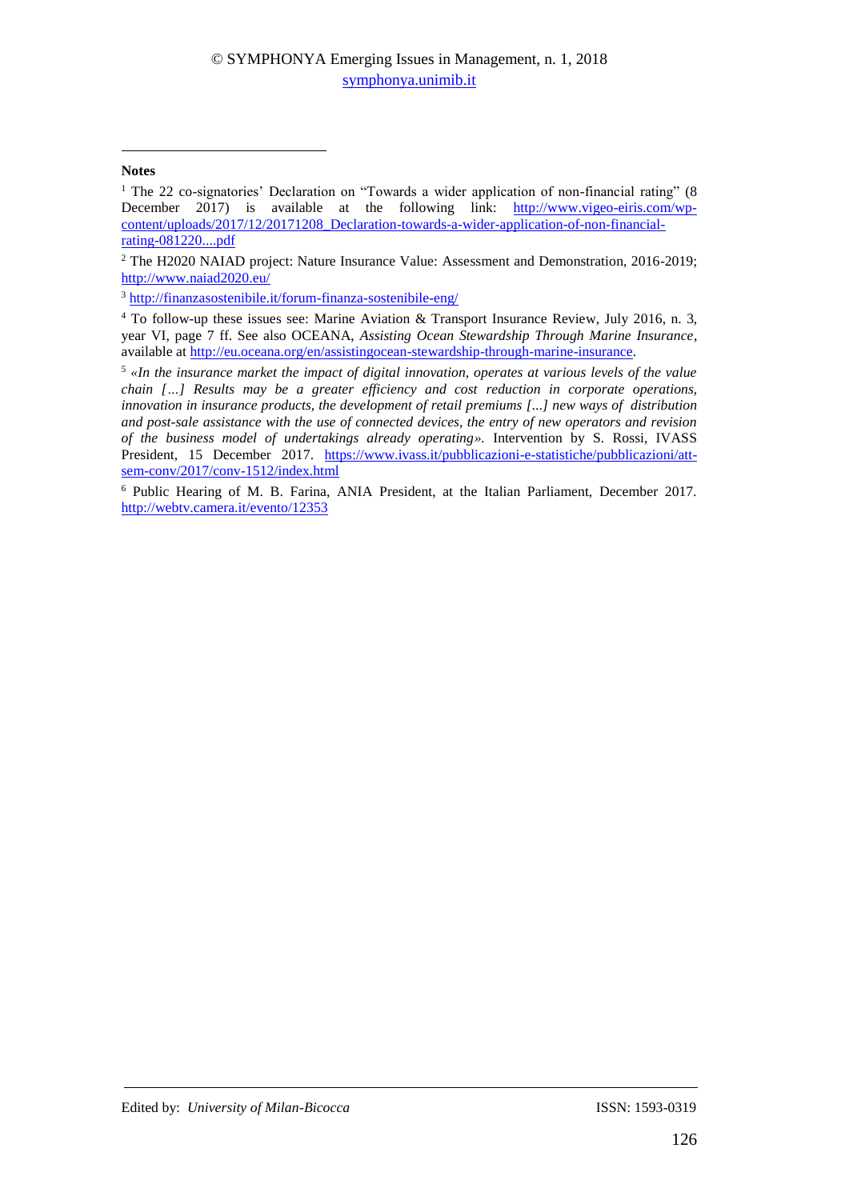**Notes**

[1] The 22 co-signatories' Declaration on "Towards a wider application of non-financial rating" (8 December 2017) is available at the following link: http://www.vigeo-eiris.com/wp-content/uploads/2017/12/20171208_Declaration-towards-a-wider-application-of-non-financial-rating-081220....pdf

[2] The H2020 NAIAD project: Nature Insurance Value: Assessment and Demonstration, 2016-2019; http://www.naiad2020.eu/

[3] http://finanzasostenibile.it/forum-finanza-sostenibile-eng/

[4] To follow-up these issues see: Marine Aviation & Transport Insurance Review, July 2016, n. 3, year VI, page 7 ff. See also OCEANA, *Assisting Ocean Stewardship Through Marine Insurance*, available at http://eu.oceana.org/en/assistingocean-stewardship-through-marine-insurance.

[5] «*In the insurance market the impact of digital innovation, operates at various levels of the value chain […] Results may be a greater efficiency and cost reduction in corporate operations, innovation in insurance products, the development of retail premiums [...] new ways of distribution and post-sale assistance with the use of connected devices, the entry of new operators and revision of the business model of undertakings already operating*». Intervention by S. Rossi, IVASS President, 15 December 2017. https://www.ivass.it/pubblicazioni-e-statistiche/pubblicazioni/att-sem-conv/2017/conv-1512/index.html

[6] Public Hearing of M. B. Farina, ANIA President, at the Italian Parliament, December 2017. http://webtv.camera.it/evento/12353